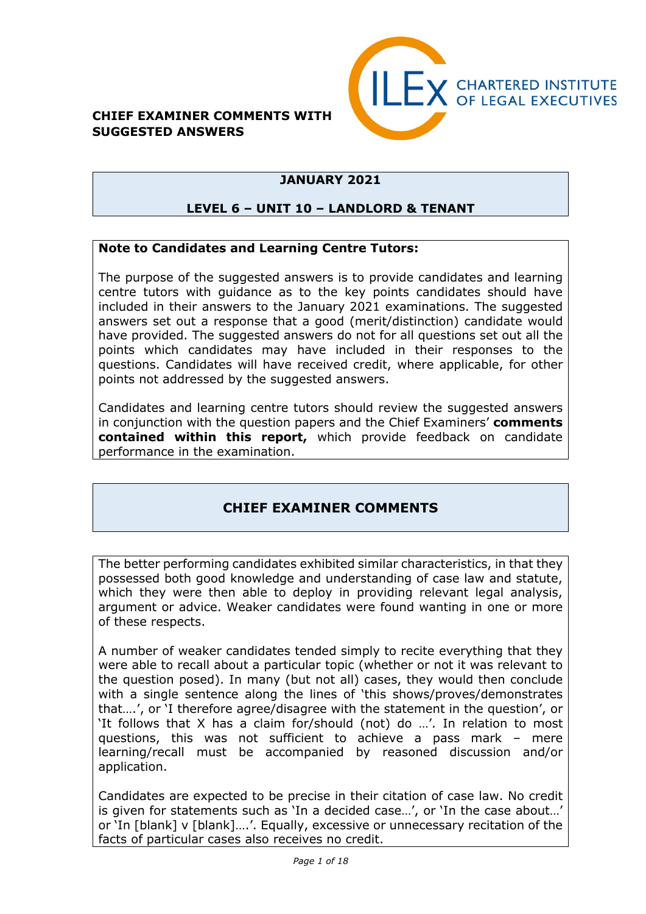CILEx CHARTERED INSTITUTE OF LEGAL EXECUTIVES

**CHIEF EXAMINER COMMENTS WITH SUGGESTED ANSWERS**

## JANUARY 2021

## LEVEL 6 – UNIT 10 – LANDLORD & TENANT

**Note to Candidates and Learning Centre Tutors:**

The purpose of the suggested answers is to provide candidates and learning centre tutors with guidance as to the key points candidates should have included in their answers to the January 2021 examinations. The suggested answers set out a response that a good (merit/distinction) candidate would have provided. The suggested answers do not for all questions set out all the points which candidates may have included in their responses to the questions. Candidates will have received credit, where applicable, for other points not addressed by the suggested answers.

Candidates and learning centre tutors should review the suggested answers in conjunction with the question papers and the Chief Examiners' **comments contained within this report,** which provide feedback on candidate performance in the examination.

## CHIEF EXAMINER COMMENTS

The better performing candidates exhibited similar characteristics, in that they possessed both good knowledge and understanding of case law and statute, which they were then able to deploy in providing relevant legal analysis, argument or advice. Weaker candidates were found wanting in one or more of these respects.

A number of weaker candidates tended simply to recite everything that they were able to recall about a particular topic (whether or not it was relevant to the question posed). In many (but not all) cases, they would then conclude with a single sentence along the lines of 'this shows/proves/demonstrates that….', or 'I therefore agree/disagree with the statement in the question', or 'It follows that X has a claim for/should (not) do …'. In relation to most questions, this was not sufficient to achieve a pass mark – mere learning/recall must be accompanied by reasoned discussion and/or application.

Candidates are expected to be precise in their citation of case law. No credit is given for statements such as 'In a decided case…', or 'In the case about…' or 'In [blank] v [blank]….'. Equally, excessive or unnecessary recitation of the facts of particular cases also receives no credit.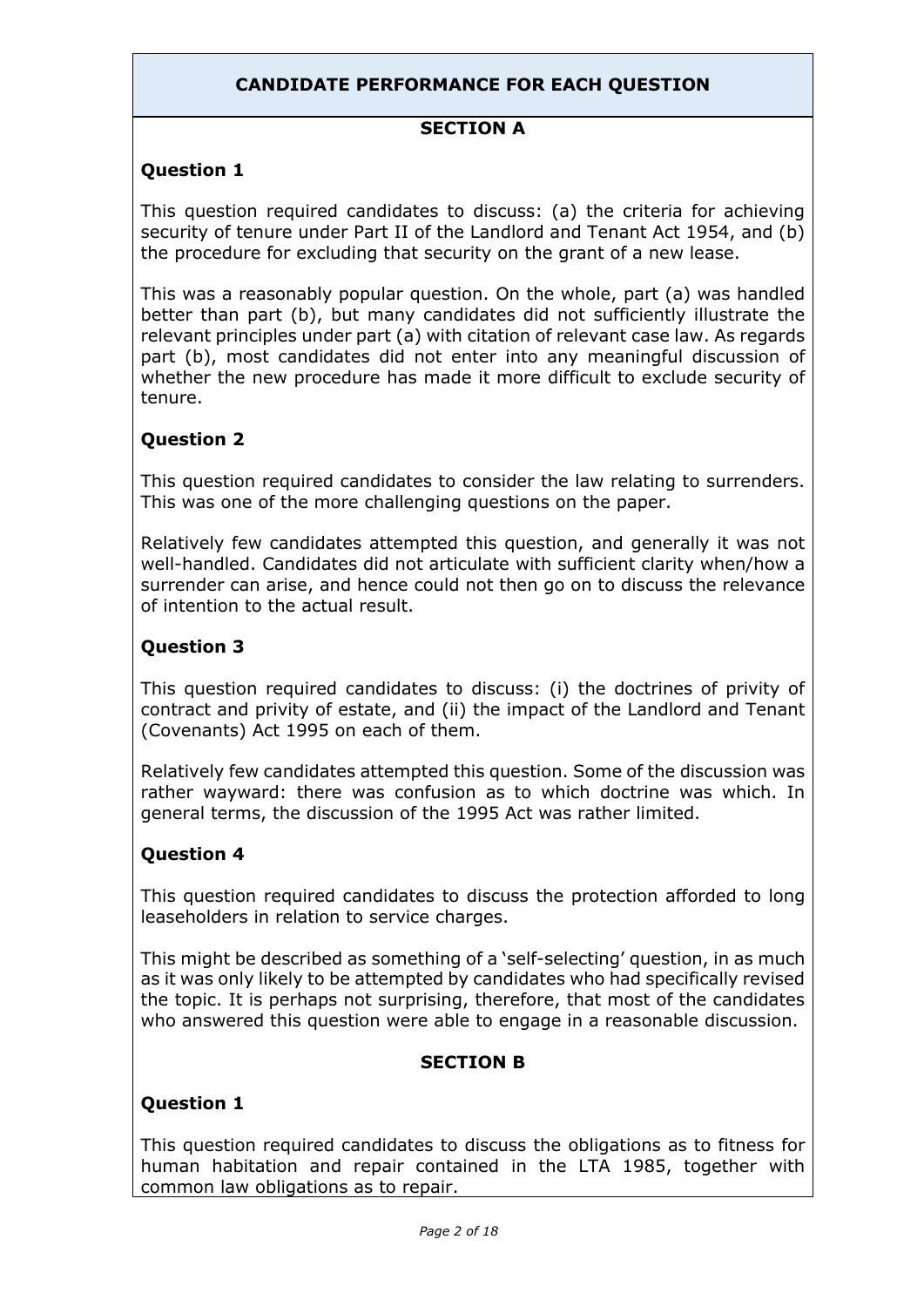## CANDIDATE PERFORMANCE FOR EACH QUESTION

### SECTION A

**Question 1**

This question required candidates to discuss: (a) the criteria for achieving security of tenure under Part II of the Landlord and Tenant Act 1954, and (b) the procedure for excluding that security on the grant of a new lease.

This was a reasonably popular question. On the whole, part (a) was handled better than part (b), but many candidates did not sufficiently illustrate the relevant principles under part (a) with citation of relevant case law. As regards part (b), most candidates did not enter into any meaningful discussion of whether the new procedure has made it more difficult to exclude security of tenure.

**Question 2**

This question required candidates to consider the law relating to surrenders. This was one of the more challenging questions on the paper.

Relatively few candidates attempted this question, and generally it was not well-handled. Candidates did not articulate with sufficient clarity when/how a surrender can arise, and hence could not then go on to discuss the relevance of intention to the actual result.

**Question 3**

This question required candidates to discuss: (i) the doctrines of privity of contract and privity of estate, and (ii) the impact of the Landlord and Tenant (Covenants) Act 1995 on each of them.

Relatively few candidates attempted this question. Some of the discussion was rather wayward: there was confusion as to which doctrine was which. In general terms, the discussion of the 1995 Act was rather limited.

**Question 4**

This question required candidates to discuss the protection afforded to long leaseholders in relation to service charges.

This might be described as something of a 'self-selecting' question, in as much as it was only likely to be attempted by candidates who had specifically revised the topic. It is perhaps not surprising, therefore, that most of the candidates who answered this question were able to engage in a reasonable discussion.

### SECTION B

**Question 1**

This question required candidates to discuss the obligations as to fitness for human habitation and repair contained in the LTA 1985, together with common law obligations as to repair.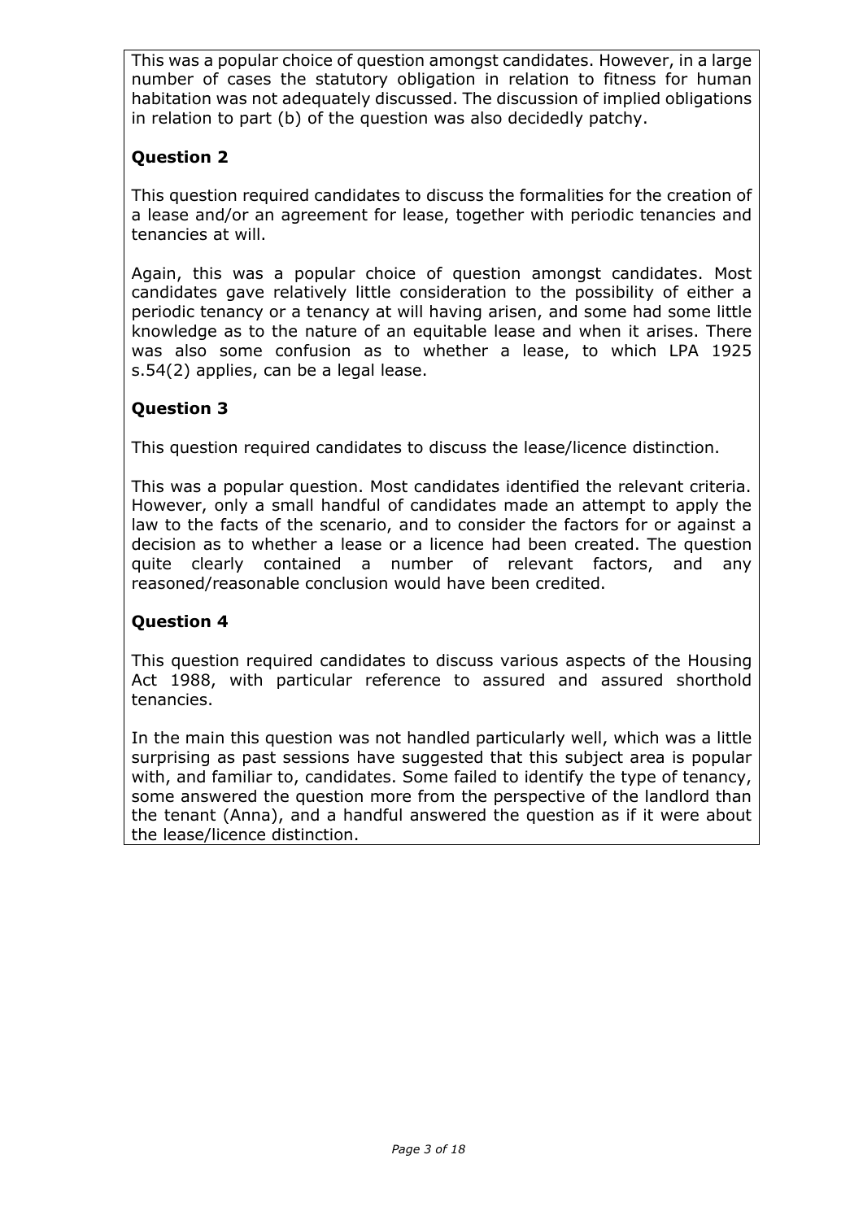This was a popular choice of question amongst candidates. However, in a large number of cases the statutory obligation in relation to fitness for human habitation was not adequately discussed. The discussion of implied obligations in relation to part (b) of the question was also decidedly patchy.

## Question 2

This question required candidates to discuss the formalities for the creation of a lease and/or an agreement for lease, together with periodic tenancies and tenancies at will.

Again, this was a popular choice of question amongst candidates. Most candidates gave relatively little consideration to the possibility of either a periodic tenancy or a tenancy at will having arisen, and some had some little knowledge as to the nature of an equitable lease and when it arises. There was also some confusion as to whether a lease, to which LPA 1925 s.54(2) applies, can be a legal lease.

## Question 3

This question required candidates to discuss the lease/licence distinction.

This was a popular question. Most candidates identified the relevant criteria. However, only a small handful of candidates made an attempt to apply the law to the facts of the scenario, and to consider the factors for or against a decision as to whether a lease or a licence had been created. The question quite clearly contained a number of relevant factors, and any reasoned/reasonable conclusion would have been credited.

## Question 4

This question required candidates to discuss various aspects of the Housing Act 1988, with particular reference to assured and assured shorthold tenancies.

In the main this question was not handled particularly well, which was a little surprising as past sessions have suggested that this subject area is popular with, and familiar to, candidates. Some failed to identify the type of tenancy, some answered the question more from the perspective of the landlord than the tenant (Anna), and a handful answered the question as if it were about the lease/licence distinction.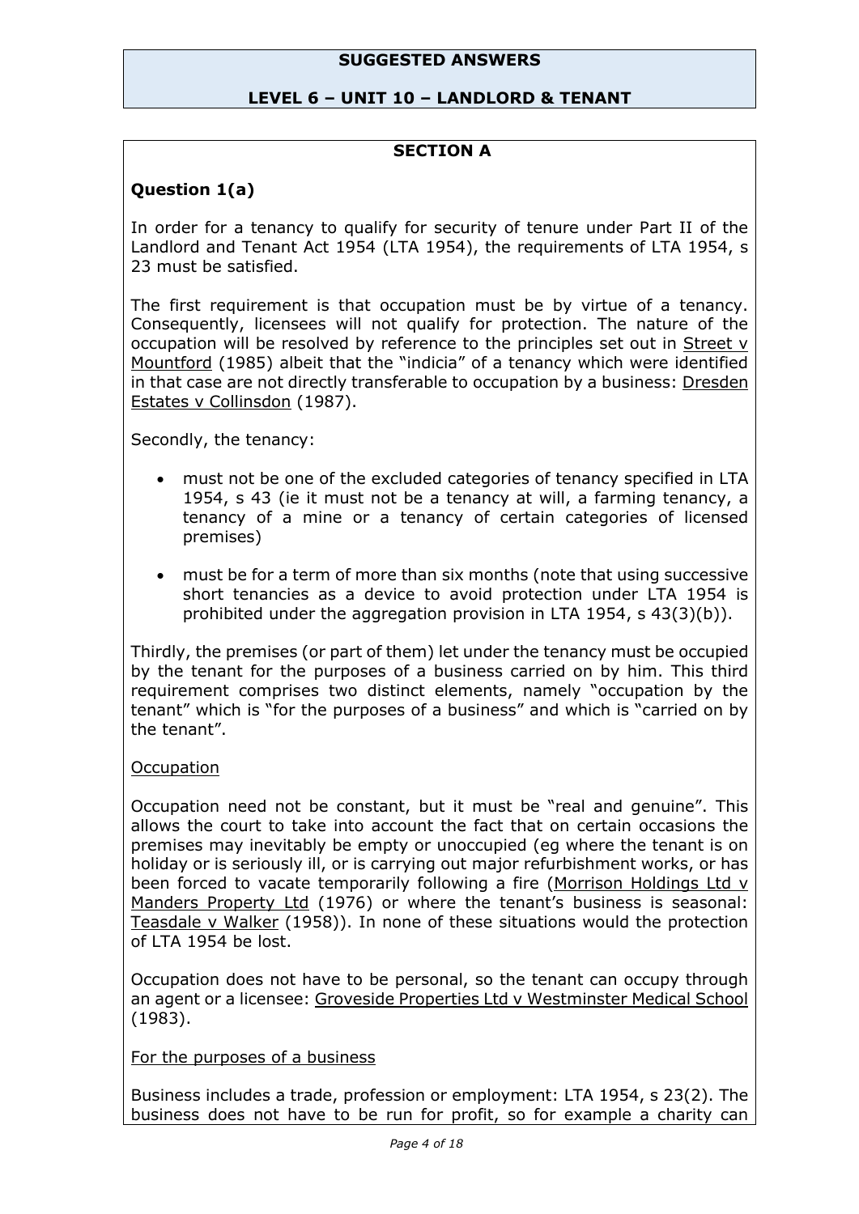**SUGGESTED ANSWERS**

**LEVEL 6 – UNIT 10 – LANDLORD & TENANT**

**SECTION A**

**Question 1(a)**

In order for a tenancy to qualify for security of tenure under Part II of the Landlord and Tenant Act 1954 (LTA 1954), the requirements of LTA 1954, s 23 must be satisfied.

The first requirement is that occupation must be by virtue of a tenancy. Consequently, licensees will not qualify for protection. The nature of the occupation will be resolved by reference to the principles set out in Street v Mountford (1985) albeit that the "indicia" of a tenancy which were identified in that case are not directly transferable to occupation by a business: Dresden Estates v Collinsdon (1987).

Secondly, the tenancy:

- must not be one of the excluded categories of tenancy specified in LTA 1954, s 43 (ie it must not be a tenancy at will, a farming tenancy, a tenancy of a mine or a tenancy of certain categories of licensed premises)
- must be for a term of more than six months (note that using successive short tenancies as a device to avoid protection under LTA 1954 is prohibited under the aggregation provision in LTA 1954, s 43(3)(b)).

Thirdly, the premises (or part of them) let under the tenancy must be occupied by the tenant for the purposes of a business carried on by him. This third requirement comprises two distinct elements, namely "occupation by the tenant" which is "for the purposes of a business" and which is "carried on by the tenant".

Occupation

Occupation need not be constant, but it must be "real and genuine". This allows the court to take into account the fact that on certain occasions the premises may inevitably be empty or unoccupied (eg where the tenant is on holiday or is seriously ill, or is carrying out major refurbishment works, or has been forced to vacate temporarily following a fire (Morrison Holdings Ltd v Manders Property Ltd (1976) or where the tenant's business is seasonal: Teasdale v Walker (1958)). In none of these situations would the protection of LTA 1954 be lost.

Occupation does not have to be personal, so the tenant can occupy through an agent or a licensee: Groveside Properties Ltd v Westminster Medical School (1983).

For the purposes of a business

Business includes a trade, profession or employment: LTA 1954, s 23(2). The business does not have to be run for profit, so for example a charity can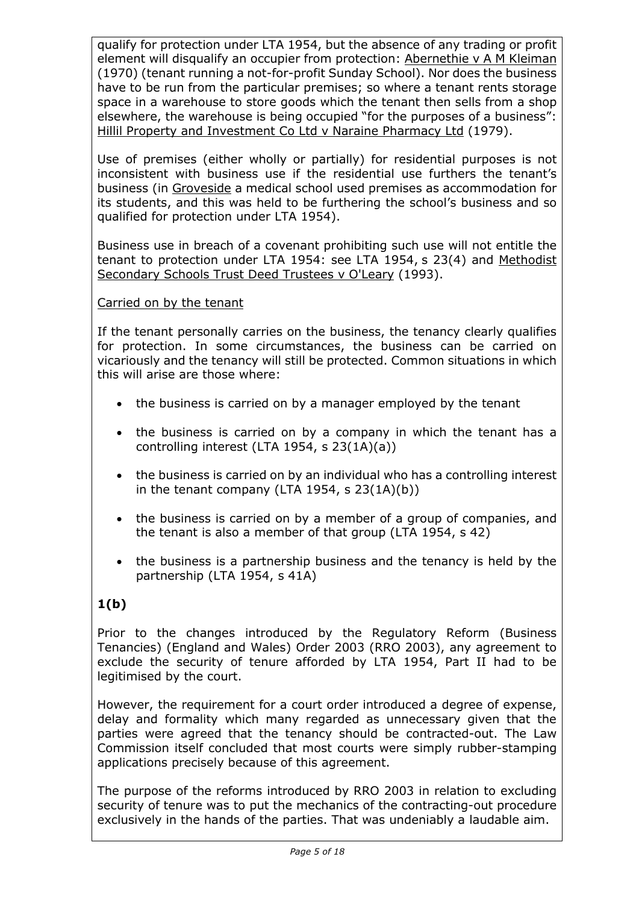qualify for protection under LTA 1954, but the absence of any trading or profit element will disqualify an occupier from protection: Abernethie v A M Kleiman (1970) (tenant running a not-for-profit Sunday School). Nor does the business have to be run from the particular premises; so where a tenant rents storage space in a warehouse to store goods which the tenant then sells from a shop elsewhere, the warehouse is being occupied "for the purposes of a business": Hillil Property and Investment Co Ltd v Naraine Pharmacy Ltd (1979).

Use of premises (either wholly or partially) for residential purposes is not inconsistent with business use if the residential use furthers the tenant's business (in Groveside a medical school used premises as accommodation for its students, and this was held to be furthering the school's business and so qualified for protection under LTA 1954).

Business use in breach of a covenant prohibiting such use will not entitle the tenant to protection under LTA 1954: see LTA 1954, s 23(4) and Methodist Secondary Schools Trust Deed Trustees v O'Leary (1993).

Carried on by the tenant

If the tenant personally carries on the business, the tenancy clearly qualifies for protection. In some circumstances, the business can be carried on vicariously and the tenancy will still be protected. Common situations in which this will arise are those where:

- the business is carried on by a manager employed by the tenant
- the business is carried on by a company in which the tenant has a controlling interest (LTA 1954, s 23(1A)(a))
- the business is carried on by an individual who has a controlling interest in the tenant company (LTA 1954, s 23(1A)(b))
- the business is carried on by a member of a group of companies, and the tenant is also a member of that group (LTA 1954, s 42)
- the business is a partnership business and the tenancy is held by the partnership (LTA 1954, s 41A)

**1(b)**

Prior to the changes introduced by the Regulatory Reform (Business Tenancies) (England and Wales) Order 2003 (RRO 2003), any agreement to exclude the security of tenure afforded by LTA 1954, Part II had to be legitimised by the court.

However, the requirement for a court order introduced a degree of expense, delay and formality which many regarded as unnecessary given that the parties were agreed that the tenancy should be contracted-out. The Law Commission itself concluded that most courts were simply rubber-stamping applications precisely because of this agreement.

The purpose of the reforms introduced by RRO 2003 in relation to excluding security of tenure was to put the mechanics of the contracting-out procedure exclusively in the hands of the parties. That was undeniably a laudable aim.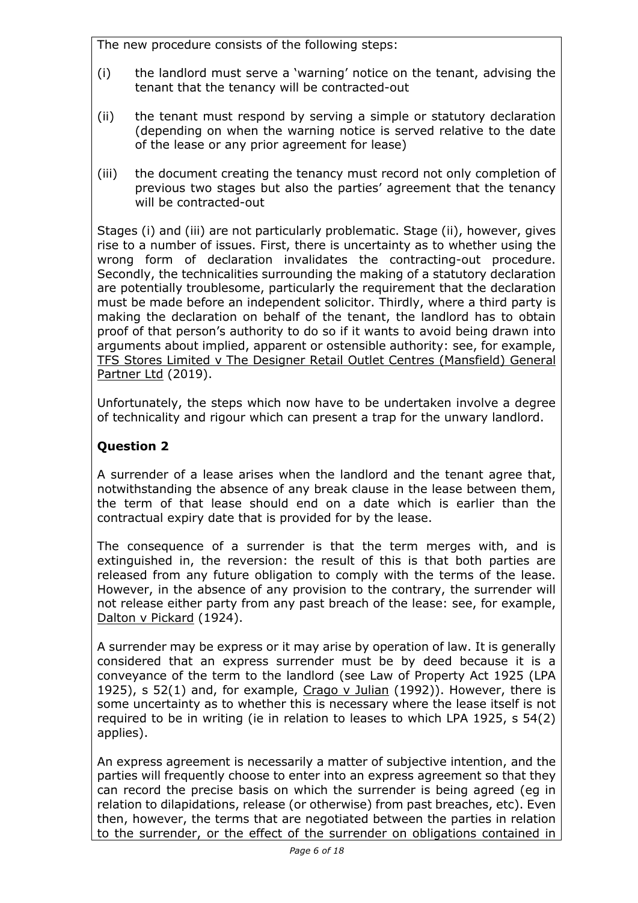The new procedure consists of the following steps:

(i) the landlord must serve a 'warning' notice on the tenant, advising the tenant that the tenancy will be contracted-out

(ii) the tenant must respond by serving a simple or statutory declaration (depending on when the warning notice is served relative to the date of the lease or any prior agreement for lease)

(iii) the document creating the tenancy must record not only completion of previous two stages but also the parties' agreement that the tenancy will be contracted-out

Stages (i) and (iii) are not particularly problematic. Stage (ii), however, gives rise to a number of issues. First, there is uncertainty as to whether using the wrong form of declaration invalidates the contracting-out procedure. Secondly, the technicalities surrounding the making of a statutory declaration are potentially troublesome, particularly the requirement that the declaration must be made before an independent solicitor. Thirdly, where a third party is making the declaration on behalf of the tenant, the landlord has to obtain proof of that person's authority to do so if it wants to avoid being drawn into arguments about implied, apparent or ostensible authority: see, for example, TFS Stores Limited v The Designer Retail Outlet Centres (Mansfield) General Partner Ltd (2019).

Unfortunately, the steps which now have to be undertaken involve a degree of technicality and rigour which can present a trap for the unwary landlord.

## Question 2

A surrender of a lease arises when the landlord and the tenant agree that, notwithstanding the absence of any break clause in the lease between them, the term of that lease should end on a date which is earlier than the contractual expiry date that is provided for by the lease.

The consequence of a surrender is that the term merges with, and is extinguished in, the reversion: the result of this is that both parties are released from any future obligation to comply with the terms of the lease. However, in the absence of any provision to the contrary, the surrender will not release either party from any past breach of the lease: see, for example, Dalton v Pickard (1924).

A surrender may be express or it may arise by operation of law. It is generally considered that an express surrender must be by deed because it is a conveyance of the term to the landlord (see Law of Property Act 1925 (LPA 1925), s 52(1) and, for example, Crago v Julian (1992)). However, there is some uncertainty as to whether this is necessary where the lease itself is not required to be in writing (ie in relation to leases to which LPA 1925, s 54(2) applies).

An express agreement is necessarily a matter of subjective intention, and the parties will frequently choose to enter into an express agreement so that they can record the precise basis on which the surrender is being agreed (eg in relation to dilapidations, release (or otherwise) from past breaches, etc). Even then, however, the terms that are negotiated between the parties in relation to the surrender, or the effect of the surrender on obligations contained in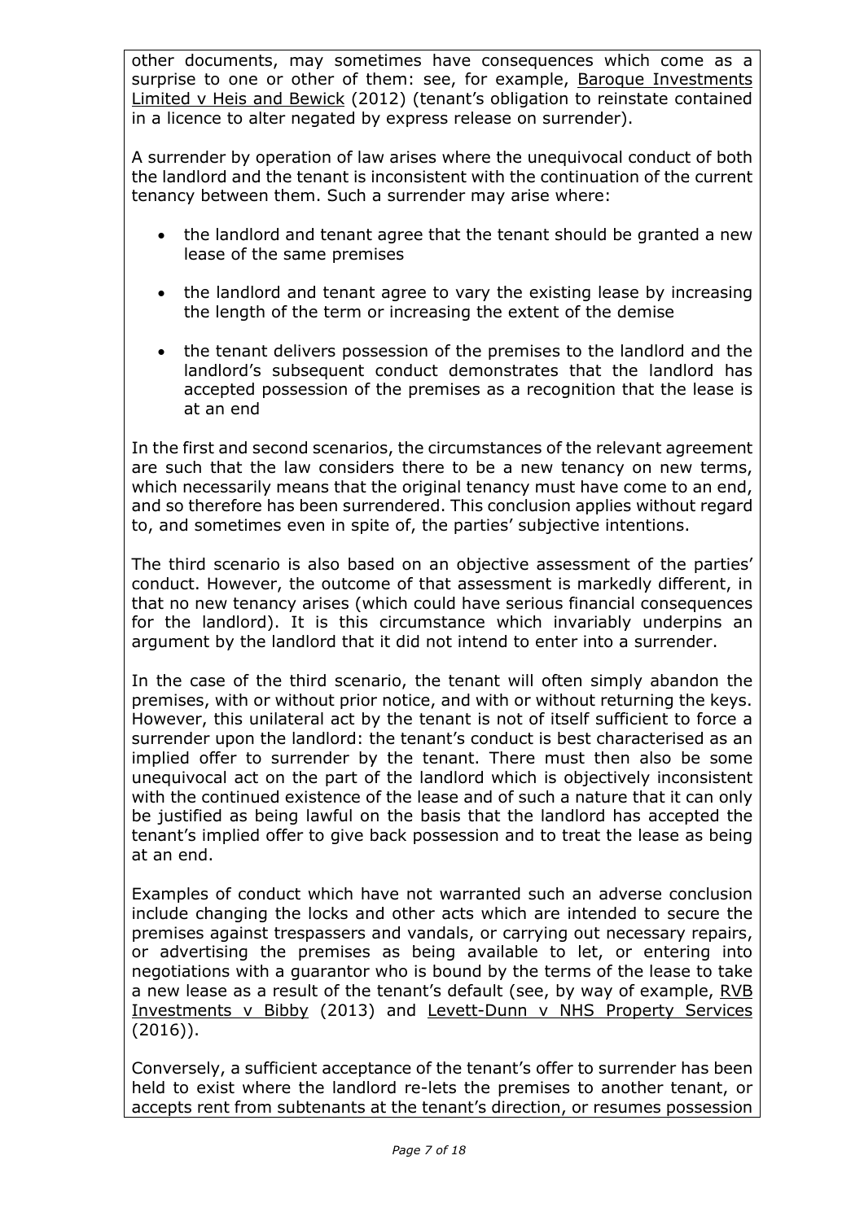other documents, may sometimes have consequences which come as a surprise to one or other of them: see, for example, Baroque Investments Limited v Heis and Bewick (2012) (tenant's obligation to reinstate contained in a licence to alter negated by express release on surrender).

A surrender by operation of law arises where the unequivocal conduct of both the landlord and the tenant is inconsistent with the continuation of the current tenancy between them. Such a surrender may arise where:

- the landlord and tenant agree that the tenant should be granted a new lease of the same premises
- the landlord and tenant agree to vary the existing lease by increasing the length of the term or increasing the extent of the demise
- the tenant delivers possession of the premises to the landlord and the landlord's subsequent conduct demonstrates that the landlord has accepted possession of the premises as a recognition that the lease is at an end

In the first and second scenarios, the circumstances of the relevant agreement are such that the law considers there to be a new tenancy on new terms, which necessarily means that the original tenancy must have come to an end, and so therefore has been surrendered. This conclusion applies without regard to, and sometimes even in spite of, the parties' subjective intentions.

The third scenario is also based on an objective assessment of the parties' conduct. However, the outcome of that assessment is markedly different, in that no new tenancy arises (which could have serious financial consequences for the landlord). It is this circumstance which invariably underpins an argument by the landlord that it did not intend to enter into a surrender.

In the case of the third scenario, the tenant will often simply abandon the premises, with or without prior notice, and with or without returning the keys. However, this unilateral act by the tenant is not of itself sufficient to force a surrender upon the landlord: the tenant's conduct is best characterised as an implied offer to surrender by the tenant. There must then also be some unequivocal act on the part of the landlord which is objectively inconsistent with the continued existence of the lease and of such a nature that it can only be justified as being lawful on the basis that the landlord has accepted the tenant's implied offer to give back possession and to treat the lease as being at an end.

Examples of conduct which have not warranted such an adverse conclusion include changing the locks and other acts which are intended to secure the premises against trespassers and vandals, or carrying out necessary repairs, or advertising the premises as being available to let, or entering into negotiations with a guarantor who is bound by the terms of the lease to take a new lease as a result of the tenant's default (see, by way of example, RVB Investments v Bibby (2013) and Levett-Dunn v NHS Property Services (2016)).

Conversely, a sufficient acceptance of the tenant's offer to surrender has been held to exist where the landlord re-lets the premises to another tenant, or accepts rent from subtenants at the tenant's direction, or resumes possession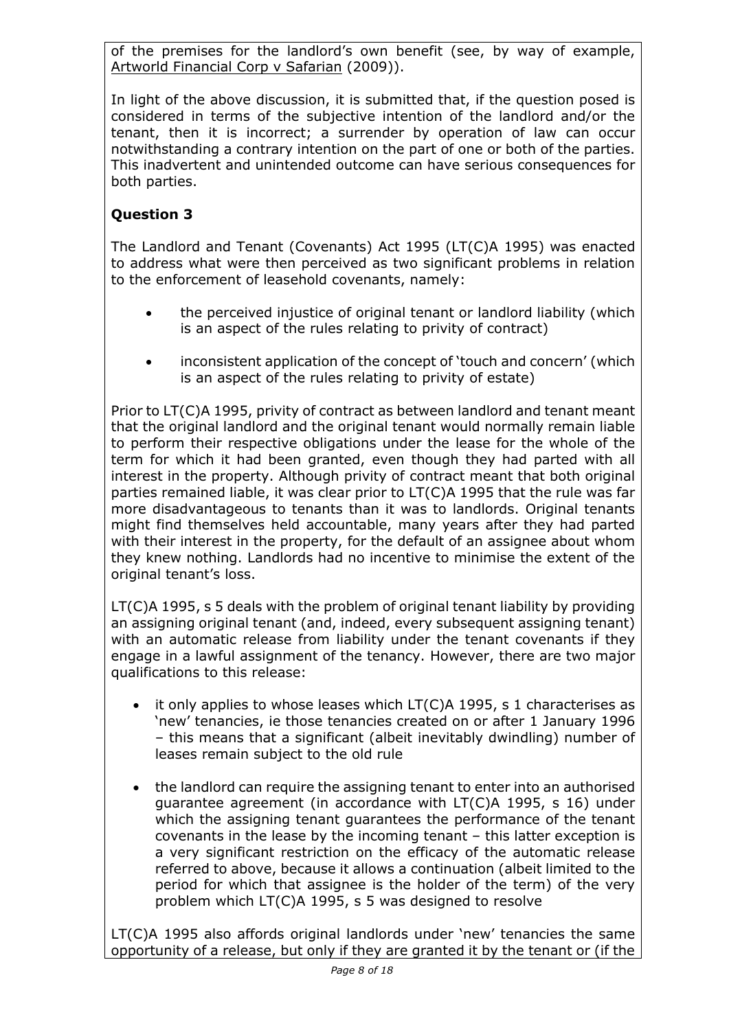of the premises for the landlord's own benefit (see, by way of example, Artworld Financial Corp v Safarian (2009)).

In light of the above discussion, it is submitted that, if the question posed is considered in terms of the subjective intention of the landlord and/or the tenant, then it is incorrect; a surrender by operation of law can occur notwithstanding a contrary intention on the part of one or both of the parties. This inadvertent and unintended outcome can have serious consequences for both parties.

## Question 3

The Landlord and Tenant (Covenants) Act 1995 (LT(C)A 1995) was enacted to address what were then perceived as two significant problems in relation to the enforcement of leasehold covenants, namely:

- the perceived injustice of original tenant or landlord liability (which is an aspect of the rules relating to privity of contract)
- inconsistent application of the concept of 'touch and concern' (which is an aspect of the rules relating to privity of estate)

Prior to LT(C)A 1995, privity of contract as between landlord and tenant meant that the original landlord and the original tenant would normally remain liable to perform their respective obligations under the lease for the whole of the term for which it had been granted, even though they had parted with all interest in the property. Although privity of contract meant that both original parties remained liable, it was clear prior to LT(C)A 1995 that the rule was far more disadvantageous to tenants than it was to landlords. Original tenants might find themselves held accountable, many years after they had parted with their interest in the property, for the default of an assignee about whom they knew nothing. Landlords had no incentive to minimise the extent of the original tenant's loss.

LT(C)A 1995, s 5 deals with the problem of original tenant liability by providing an assigning original tenant (and, indeed, every subsequent assigning tenant) with an automatic release from liability under the tenant covenants if they engage in a lawful assignment of the tenancy. However, there are two major qualifications to this release:

- it only applies to whose leases which LT(C)A 1995, s 1 characterises as 'new' tenancies, ie those tenancies created on or after 1 January 1996 – this means that a significant (albeit inevitably dwindling) number of leases remain subject to the old rule
- the landlord can require the assigning tenant to enter into an authorised guarantee agreement (in accordance with LT(C)A 1995, s 16) under which the assigning tenant guarantees the performance of the tenant covenants in the lease by the incoming tenant – this latter exception is a very significant restriction on the efficacy of the automatic release referred to above, because it allows a continuation (albeit limited to the period for which that assignee is the holder of the term) of the very problem which LT(C)A 1995, s 5 was designed to resolve

LT(C)A 1995 also affords original landlords under 'new' tenancies the same opportunity of a release, but only if they are granted it by the tenant or (if the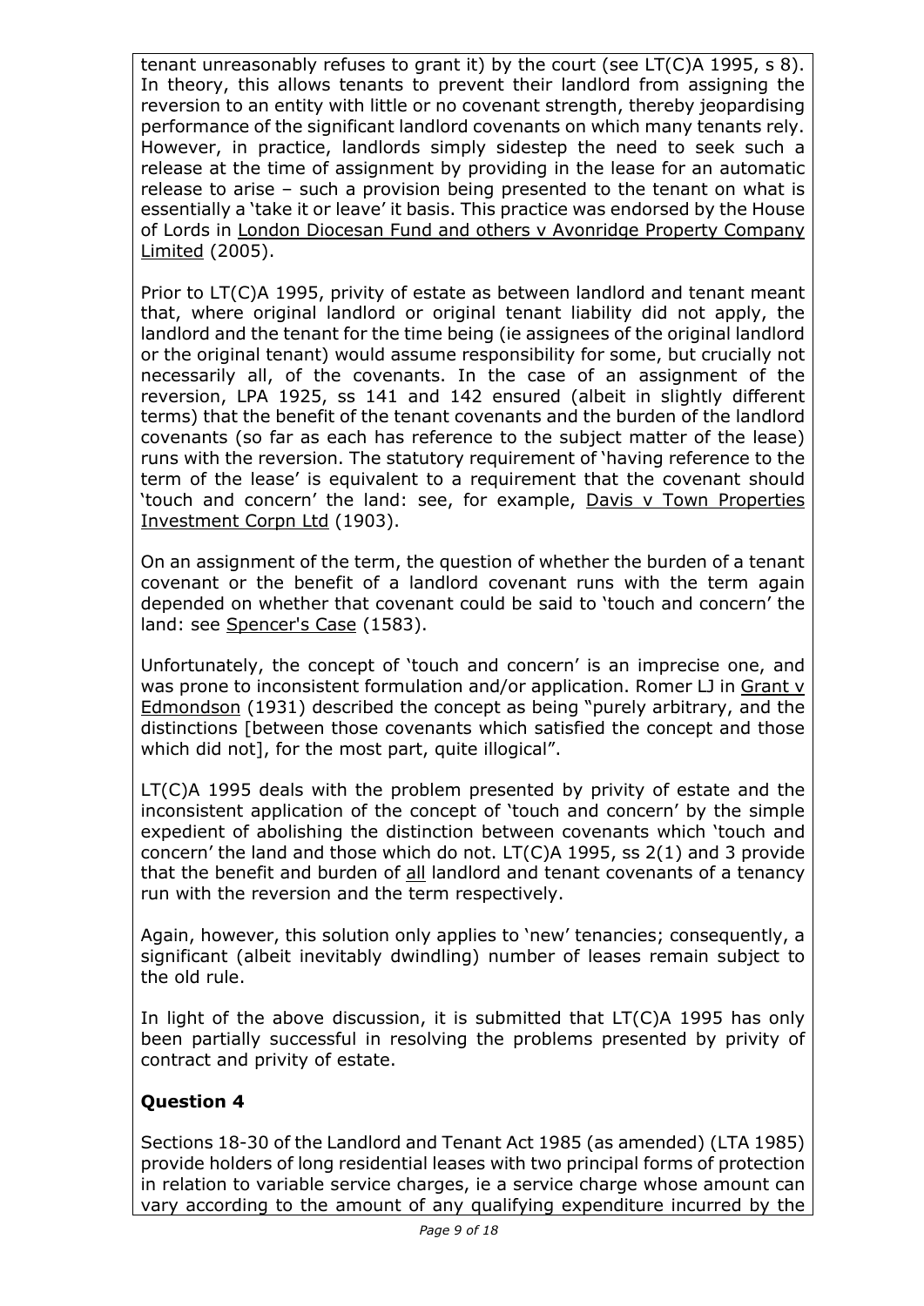tenant unreasonably refuses to grant it) by the court (see LT(C)A 1995, s 8). In theory, this allows tenants to prevent their landlord from assigning the reversion to an entity with little or no covenant strength, thereby jeopardising performance of the significant landlord covenants on which many tenants rely. However, in practice, landlords simply sidestep the need to seek such a release at the time of assignment by providing in the lease for an automatic release to arise – such a provision being presented to the tenant on what is essentially a 'take it or leave' it basis. This practice was endorsed by the House of Lords in London Diocesan Fund and others v Avonridge Property Company Limited (2005).

Prior to LT(C)A 1995, privity of estate as between landlord and tenant meant that, where original landlord or original tenant liability did not apply, the landlord and the tenant for the time being (ie assignees of the original landlord or the original tenant) would assume responsibility for some, but crucially not necessarily all, of the covenants. In the case of an assignment of the reversion, LPA 1925, ss 141 and 142 ensured (albeit in slightly different terms) that the benefit of the tenant covenants and the burden of the landlord covenants (so far as each has reference to the subject matter of the lease) runs with the reversion. The statutory requirement of 'having reference to the term of the lease' is equivalent to a requirement that the covenant should 'touch and concern' the land: see, for example, Davis v Town Properties Investment Corpn Ltd (1903).

On an assignment of the term, the question of whether the burden of a tenant covenant or the benefit of a landlord covenant runs with the term again depended on whether that covenant could be said to 'touch and concern' the land: see Spencer's Case (1583).

Unfortunately, the concept of 'touch and concern' is an imprecise one, and was prone to inconsistent formulation and/or application. Romer LJ in Grant v Edmondson (1931) described the concept as being "purely arbitrary, and the distinctions [between those covenants which satisfied the concept and those which did not], for the most part, quite illogical".

LT(C)A 1995 deals with the problem presented by privity of estate and the inconsistent application of the concept of 'touch and concern' by the simple expedient of abolishing the distinction between covenants which 'touch and concern' the land and those which do not. LT(C)A 1995, ss 2(1) and 3 provide that the benefit and burden of all landlord and tenant covenants of a tenancy run with the reversion and the term respectively.

Again, however, this solution only applies to 'new' tenancies; consequently, a significant (albeit inevitably dwindling) number of leases remain subject to the old rule.

In light of the above discussion, it is submitted that LT(C)A 1995 has only been partially successful in resolving the problems presented by privity of contract and privity of estate.

## Question 4

Sections 18-30 of the Landlord and Tenant Act 1985 (as amended) (LTA 1985) provide holders of long residential leases with two principal forms of protection in relation to variable service charges, ie a service charge whose amount can vary according to the amount of any qualifying expenditure incurred by the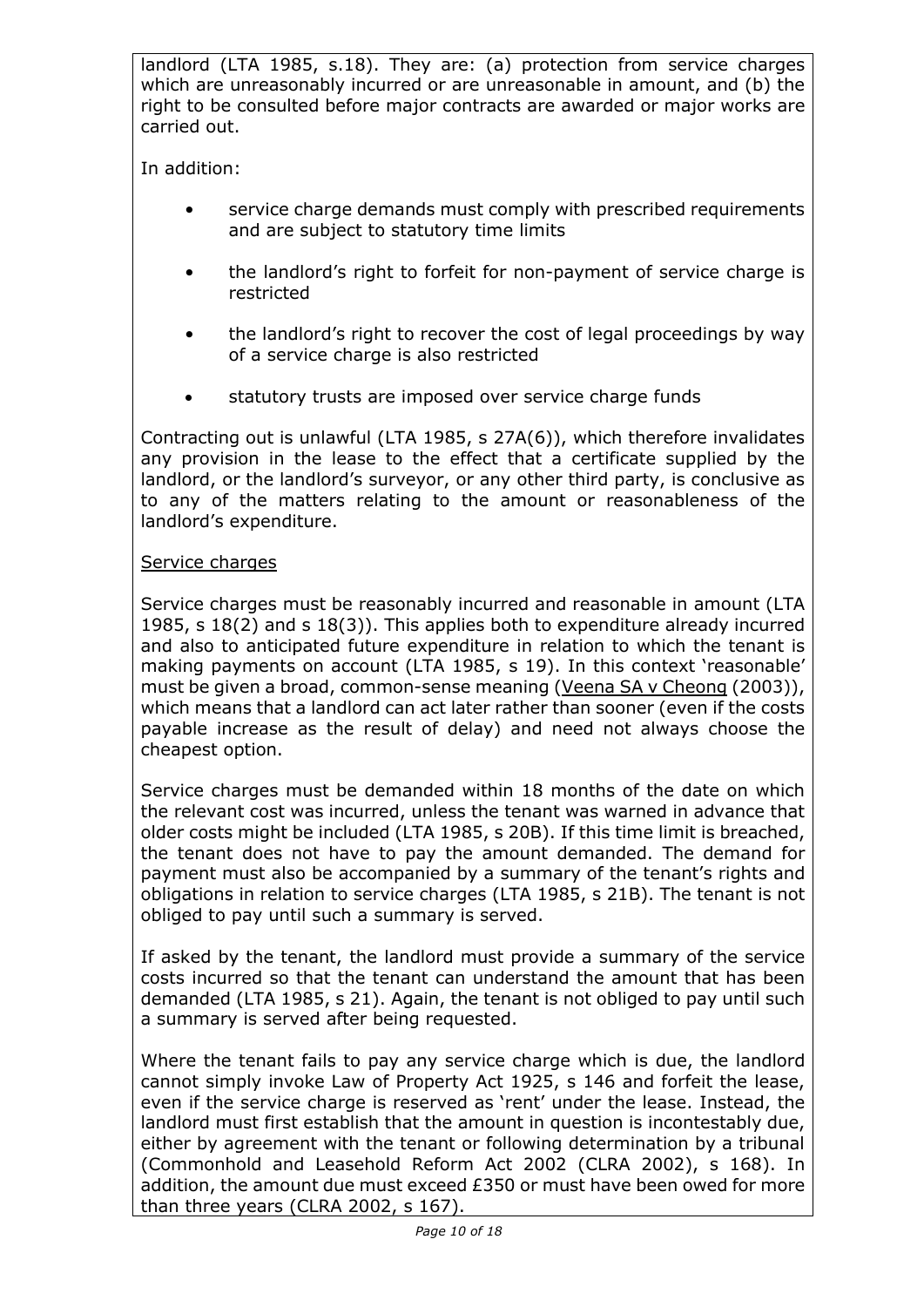landlord (LTA 1985, s.18). They are: (a) protection from service charges which are unreasonably incurred or are unreasonable in amount, and (b) the right to be consulted before major contracts are awarded or major works are carried out.

In addition:

- service charge demands must comply with prescribed requirements and are subject to statutory time limits
- the landlord's right to forfeit for non-payment of service charge is restricted
- the landlord's right to recover the cost of legal proceedings by way of a service charge is also restricted
- statutory trusts are imposed over service charge funds

Contracting out is unlawful (LTA 1985, s 27A(6)), which therefore invalidates any provision in the lease to the effect that a certificate supplied by the landlord, or the landlord's surveyor, or any other third party, is conclusive as to any of the matters relating to the amount or reasonableness of the landlord's expenditure.

<u>Service charges</u>

Service charges must be reasonably incurred and reasonable in amount (LTA 1985, s 18(2) and s 18(3)). This applies both to expenditure already incurred and also to anticipated future expenditure in relation to which the tenant is making payments on account (LTA 1985, s 19). In this context 'reasonable' must be given a broad, common-sense meaning (<u>Veena SA v Cheong</u> (2003)), which means that a landlord can act later rather than sooner (even if the costs payable increase as the result of delay) and need not always choose the cheapest option.

Service charges must be demanded within 18 months of the date on which the relevant cost was incurred, unless the tenant was warned in advance that older costs might be included (LTA 1985, s 20B). If this time limit is breached, the tenant does not have to pay the amount demanded. The demand for payment must also be accompanied by a summary of the tenant's rights and obligations in relation to service charges (LTA 1985, s 21B). The tenant is not obliged to pay until such a summary is served.

If asked by the tenant, the landlord must provide a summary of the service costs incurred so that the tenant can understand the amount that has been demanded (LTA 1985, s 21). Again, the tenant is not obliged to pay until such a summary is served after being requested.

Where the tenant fails to pay any service charge which is due, the landlord cannot simply invoke Law of Property Act 1925, s 146 and forfeit the lease, even if the service charge is reserved as 'rent' under the lease. Instead, the landlord must first establish that the amount in question is incontestably due, either by agreement with the tenant or following determination by a tribunal (Commonhold and Leasehold Reform Act 2002 (CLRA 2002), s 168). In addition, the amount due must exceed £350 or must have been owed for more than three years (CLRA 2002, s 167).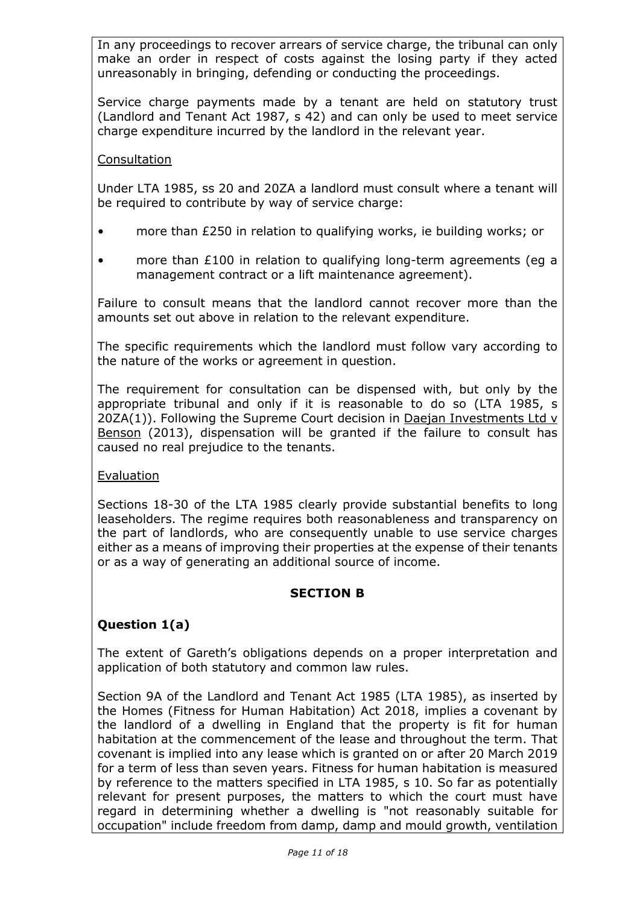In any proceedings to recover arrears of service charge, the tribunal can only make an order in respect of costs against the losing party if they acted unreasonably in bringing, defending or conducting the proceedings.

Service charge payments made by a tenant are held on statutory trust (Landlord and Tenant Act 1987, s 42) and can only be used to meet service charge expenditure incurred by the landlord in the relevant year.

Consultation

Under LTA 1985, ss 20 and 20ZA a landlord must consult where a tenant will be required to contribute by way of service charge:

- more than £250 in relation to qualifying works, ie building works; or
- more than £100 in relation to qualifying long-term agreements (eg a management contract or a lift maintenance agreement).

Failure to consult means that the landlord cannot recover more than the amounts set out above in relation to the relevant expenditure.

The specific requirements which the landlord must follow vary according to the nature of the works or agreement in question.

The requirement for consultation can be dispensed with, but only by the appropriate tribunal and only if it is reasonable to do so (LTA 1985, s 20ZA(1)). Following the Supreme Court decision in Daejan Investments Ltd v Benson (2013), dispensation will be granted if the failure to consult has caused no real prejudice to the tenants.

Evaluation

Sections 18-30 of the LTA 1985 clearly provide substantial benefits to long leaseholders. The regime requires both reasonableness and transparency on the part of landlords, who are consequently unable to use service charges either as a means of improving their properties at the expense of their tenants or as a way of generating an additional source of income.

## SECTION B

### Question 1(a)

The extent of Gareth's obligations depends on a proper interpretation and application of both statutory and common law rules.

Section 9A of the Landlord and Tenant Act 1985 (LTA 1985), as inserted by the Homes (Fitness for Human Habitation) Act 2018, implies a covenant by the landlord of a dwelling in England that the property is fit for human habitation at the commencement of the lease and throughout the term. That covenant is implied into any lease which is granted on or after 20 March 2019 for a term of less than seven years. Fitness for human habitation is measured by reference to the matters specified in LTA 1985, s 10. So far as potentially relevant for present purposes, the matters to which the court must have regard in determining whether a dwelling is "not reasonably suitable for occupation" include freedom from damp, damp and mould growth, ventilation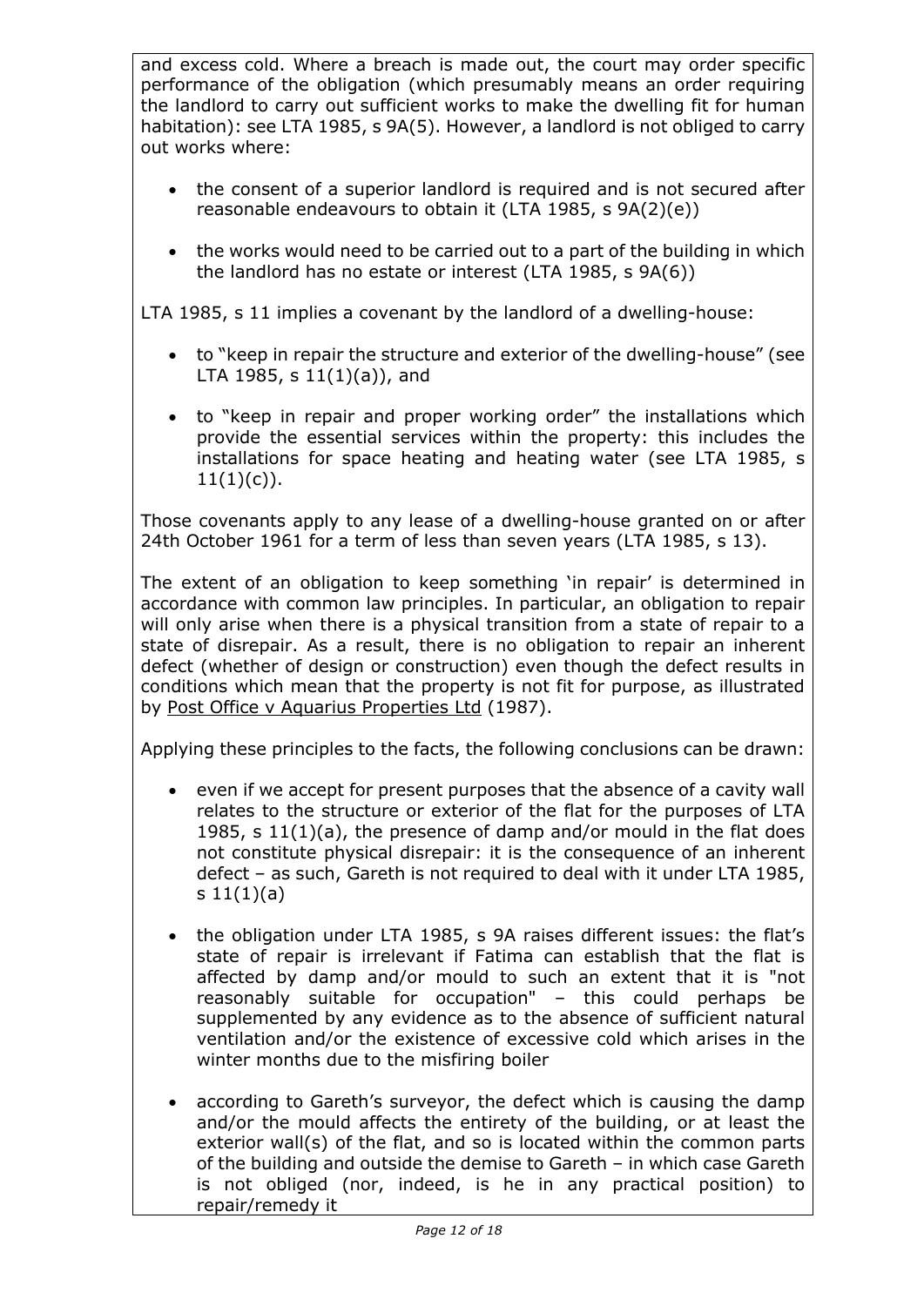and excess cold. Where a breach is made out, the court may order specific performance of the obligation (which presumably means an order requiring the landlord to carry out sufficient works to make the dwelling fit for human habitation): see LTA 1985, s 9A(5). However, a landlord is not obliged to carry out works where:

- the consent of a superior landlord is required and is not secured after reasonable endeavours to obtain it (LTA 1985, s 9A(2)(e))
- the works would need to be carried out to a part of the building in which the landlord has no estate or interest (LTA 1985, s 9A(6))

LTA 1985, s 11 implies a covenant by the landlord of a dwelling-house:

- to "keep in repair the structure and exterior of the dwelling-house" (see LTA 1985, s 11(1)(a)), and
- to "keep in repair and proper working order" the installations which provide the essential services within the property: this includes the installations for space heating and heating water (see LTA 1985, s 11(1)(c)).

Those covenants apply to any lease of a dwelling-house granted on or after 24th October 1961 for a term of less than seven years (LTA 1985, s 13).

The extent of an obligation to keep something 'in repair' is determined in accordance with common law principles. In particular, an obligation to repair will only arise when there is a physical transition from a state of repair to a state of disrepair. As a result, there is no obligation to repair an inherent defect (whether of design or construction) even though the defect results in conditions which mean that the property is not fit for purpose, as illustrated by Post Office v Aquarius Properties Ltd (1987).

Applying these principles to the facts, the following conclusions can be drawn:

- even if we accept for present purposes that the absence of a cavity wall relates to the structure or exterior of the flat for the purposes of LTA 1985, s 11(1)(a), the presence of damp and/or mould in the flat does not constitute physical disrepair: it is the consequence of an inherent defect – as such, Gareth is not required to deal with it under LTA 1985, s 11(1)(a)
- the obligation under LTA 1985, s 9A raises different issues: the flat's state of repair is irrelevant if Fatima can establish that the flat is affected by damp and/or mould to such an extent that it is "not reasonably suitable for occupation" – this could perhaps be supplemented by any evidence as to the absence of sufficient natural ventilation and/or the existence of excessive cold which arises in the winter months due to the misfiring boiler
- according to Gareth's surveyor, the defect which is causing the damp and/or the mould affects the entirety of the building, or at least the exterior wall(s) of the flat, and so is located within the common parts of the building and outside the demise to Gareth – in which case Gareth is not obliged (nor, indeed, is he in any practical position) to repair/remedy it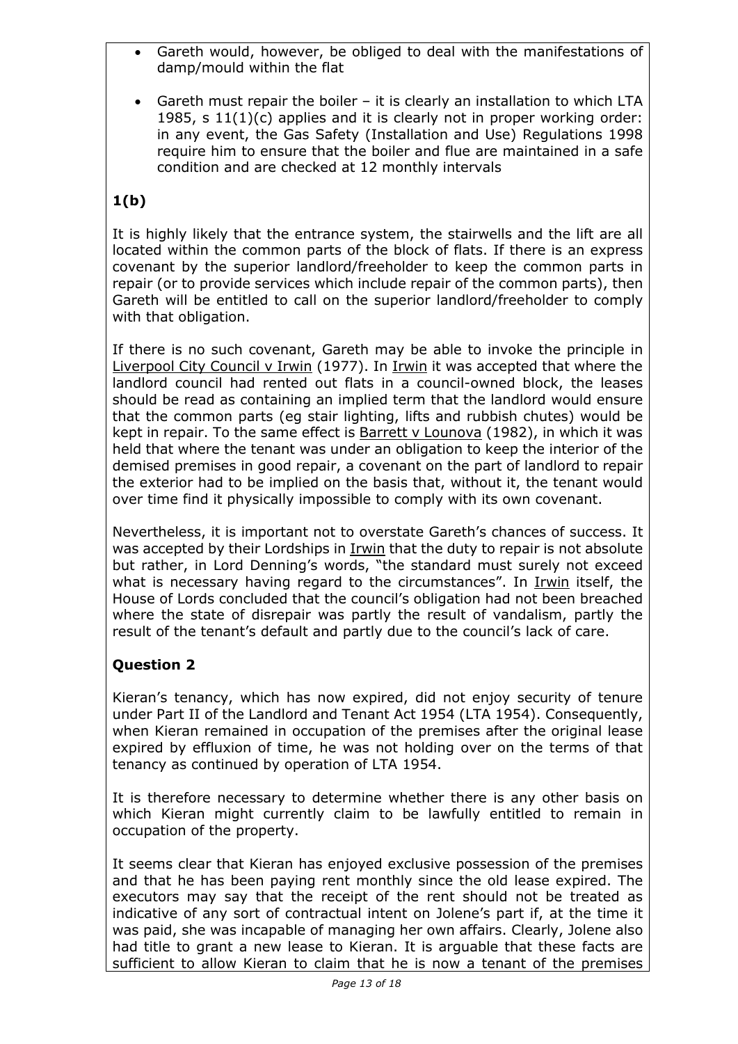- Gareth would, however, be obliged to deal with the manifestations of damp/mould within the flat

- Gareth must repair the boiler – it is clearly an installation to which LTA 1985, s 11(1)(c) applies and it is clearly not in proper working order: in any event, the Gas Safety (Installation and Use) Regulations 1998 require him to ensure that the boiler and flue are maintained in a safe condition and are checked at 12 monthly intervals

## 1(b)

It is highly likely that the entrance system, the stairwells and the lift are all located within the common parts of the block of flats. If there is an express covenant by the superior landlord/freeholder to keep the common parts in repair (or to provide services which include repair of the common parts), then Gareth will be entitled to call on the superior landlord/freeholder to comply with that obligation.

If there is no such covenant, Gareth may be able to invoke the principle in Liverpool City Council v Irwin (1977). In Irwin it was accepted that where the landlord council had rented out flats in a council-owned block, the leases should be read as containing an implied term that the landlord would ensure that the common parts (eg stair lighting, lifts and rubbish chutes) would be kept in repair. To the same effect is Barrett v Lounova (1982), in which it was held that where the tenant was under an obligation to keep the interior of the demised premises in good repair, a covenant on the part of landlord to repair the exterior had to be implied on the basis that, without it, the tenant would over time find it physically impossible to comply with its own covenant.

Nevertheless, it is important not to overstate Gareth's chances of success. It was accepted by their Lordships in Irwin that the duty to repair is not absolute but rather, in Lord Denning's words, "the standard must surely not exceed what is necessary having regard to the circumstances". In Irwin itself, the House of Lords concluded that the council's obligation had not been breached where the state of disrepair was partly the result of vandalism, partly the result of the tenant's default and partly due to the council's lack of care.

## Question 2

Kieran's tenancy, which has now expired, did not enjoy security of tenure under Part II of the Landlord and Tenant Act 1954 (LTA 1954). Consequently, when Kieran remained in occupation of the premises after the original lease expired by effluxion of time, he was not holding over on the terms of that tenancy as continued by operation of LTA 1954.

It is therefore necessary to determine whether there is any other basis on which Kieran might currently claim to be lawfully entitled to remain in occupation of the property.

It seems clear that Kieran has enjoyed exclusive possession of the premises and that he has been paying rent monthly since the old lease expired. The executors may say that the receipt of the rent should not be treated as indicative of any sort of contractual intent on Jolene's part if, at the time it was paid, she was incapable of managing her own affairs. Clearly, Jolene also had title to grant a new lease to Kieran. It is arguable that these facts are sufficient to allow Kieran to claim that he is now a tenant of the premises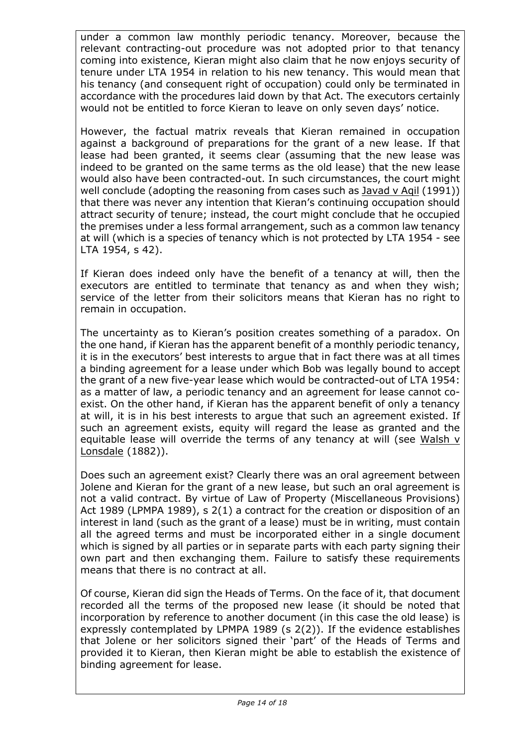under a common law monthly periodic tenancy. Moreover, because the relevant contracting-out procedure was not adopted prior to that tenancy coming into existence, Kieran might also claim that he now enjoys security of tenure under LTA 1954 in relation to his new tenancy. This would mean that his tenancy (and consequent right of occupation) could only be terminated in accordance with the procedures laid down by that Act. The executors certainly would not be entitled to force Kieran to leave on only seven days' notice.

However, the factual matrix reveals that Kieran remained in occupation against a background of preparations for the grant of a new lease. If that lease had been granted, it seems clear (assuming that the new lease was indeed to be granted on the same terms as the old lease) that the new lease would also have been contracted-out. In such circumstances, the court might well conclude (adopting the reasoning from cases such as Javad v Aqil (1991)) that there was never any intention that Kieran's continuing occupation should attract security of tenure; instead, the court might conclude that he occupied the premises under a less formal arrangement, such as a common law tenancy at will (which is a species of tenancy which is not protected by LTA 1954 - see LTA 1954, s 42).

If Kieran does indeed only have the benefit of a tenancy at will, then the executors are entitled to terminate that tenancy as and when they wish; service of the letter from their solicitors means that Kieran has no right to remain in occupation.

The uncertainty as to Kieran's position creates something of a paradox. On the one hand, if Kieran has the apparent benefit of a monthly periodic tenancy, it is in the executors' best interests to argue that in fact there was at all times a binding agreement for a lease under which Bob was legally bound to accept the grant of a new five-year lease which would be contracted-out of LTA 1954: as a matter of law, a periodic tenancy and an agreement for lease cannot co-exist. On the other hand, if Kieran has the apparent benefit of only a tenancy at will, it is in his best interests to argue that such an agreement existed. If such an agreement exists, equity will regard the lease as granted and the equitable lease will override the terms of any tenancy at will (see Walsh v Lonsdale (1882)).

Does such an agreement exist? Clearly there was an oral agreement between Jolene and Kieran for the grant of a new lease, but such an oral agreement is not a valid contract. By virtue of Law of Property (Miscellaneous Provisions) Act 1989 (LPMPA 1989), s 2(1) a contract for the creation or disposition of an interest in land (such as the grant of a lease) must be in writing, must contain all the agreed terms and must be incorporated either in a single document which is signed by all parties or in separate parts with each party signing their own part and then exchanging them. Failure to satisfy these requirements means that there is no contract at all.

Of course, Kieran did sign the Heads of Terms. On the face of it, that document recorded all the terms of the proposed new lease (it should be noted that incorporation by reference to another document (in this case the old lease) is expressly contemplated by LPMPA 1989 (s 2(2)). If the evidence establishes that Jolene or her solicitors signed their 'part' of the Heads of Terms and provided it to Kieran, then Kieran might be able to establish the existence of binding agreement for lease.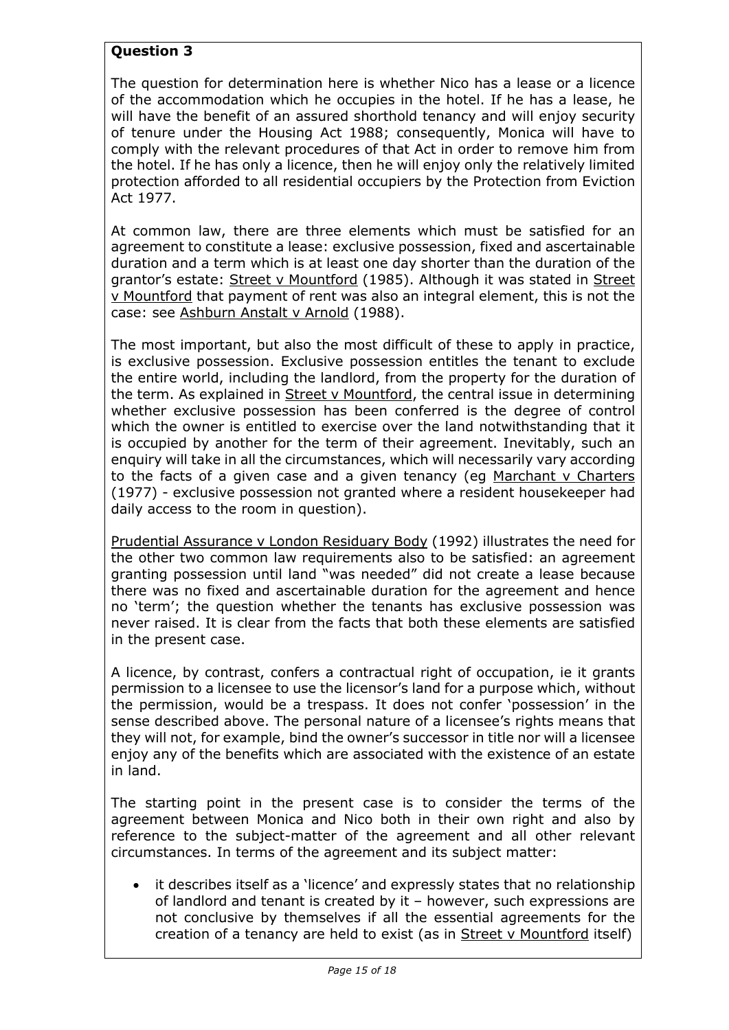**Question 3**

The question for determination here is whether Nico has a lease or a licence of the accommodation which he occupies in the hotel. If he has a lease, he will have the benefit of an assured shorthold tenancy and will enjoy security of tenure under the Housing Act 1988; consequently, Monica will have to comply with the relevant procedures of that Act in order to remove him from the hotel. If he has only a licence, then he will enjoy only the relatively limited protection afforded to all residential occupiers by the Protection from Eviction Act 1977.

At common law, there are three elements which must be satisfied for an agreement to constitute a lease: exclusive possession, fixed and ascertainable duration and a term which is at least one day shorter than the duration of the grantor's estate: Street v Mountford (1985). Although it was stated in Street v Mountford that payment of rent was also an integral element, this is not the case: see Ashburn Anstalt v Arnold (1988).

The most important, but also the most difficult of these to apply in practice, is exclusive possession. Exclusive possession entitles the tenant to exclude the entire world, including the landlord, from the property for the duration of the term. As explained in Street v Mountford, the central issue in determining whether exclusive possession has been conferred is the degree of control which the owner is entitled to exercise over the land notwithstanding that it is occupied by another for the term of their agreement. Inevitably, such an enquiry will take in all the circumstances, which will necessarily vary according to the facts of a given case and a given tenancy (eg Marchant v Charters (1977) - exclusive possession not granted where a resident housekeeper had daily access to the room in question).

Prudential Assurance v London Residuary Body (1992) illustrates the need for the other two common law requirements also to be satisfied: an agreement granting possession until land "was needed" did not create a lease because there was no fixed and ascertainable duration for the agreement and hence no 'term'; the question whether the tenants has exclusive possession was never raised. It is clear from the facts that both these elements are satisfied in the present case.

A licence, by contrast, confers a contractual right of occupation, ie it grants permission to a licensee to use the licensor's land for a purpose which, without the permission, would be a trespass. It does not confer 'possession' in the sense described above. The personal nature of a licensee's rights means that they will not, for example, bind the owner's successor in title nor will a licensee enjoy any of the benefits which are associated with the existence of an estate in land.

The starting point in the present case is to consider the terms of the agreement between Monica and Nico both in their own right and also by reference to the subject-matter of the agreement and all other relevant circumstances. In terms of the agreement and its subject matter:

- it describes itself as a 'licence' and expressly states that no relationship of landlord and tenant is created by it – however, such expressions are not conclusive by themselves if all the essential agreements for the creation of a tenancy are held to exist (as in Street v Mountford itself)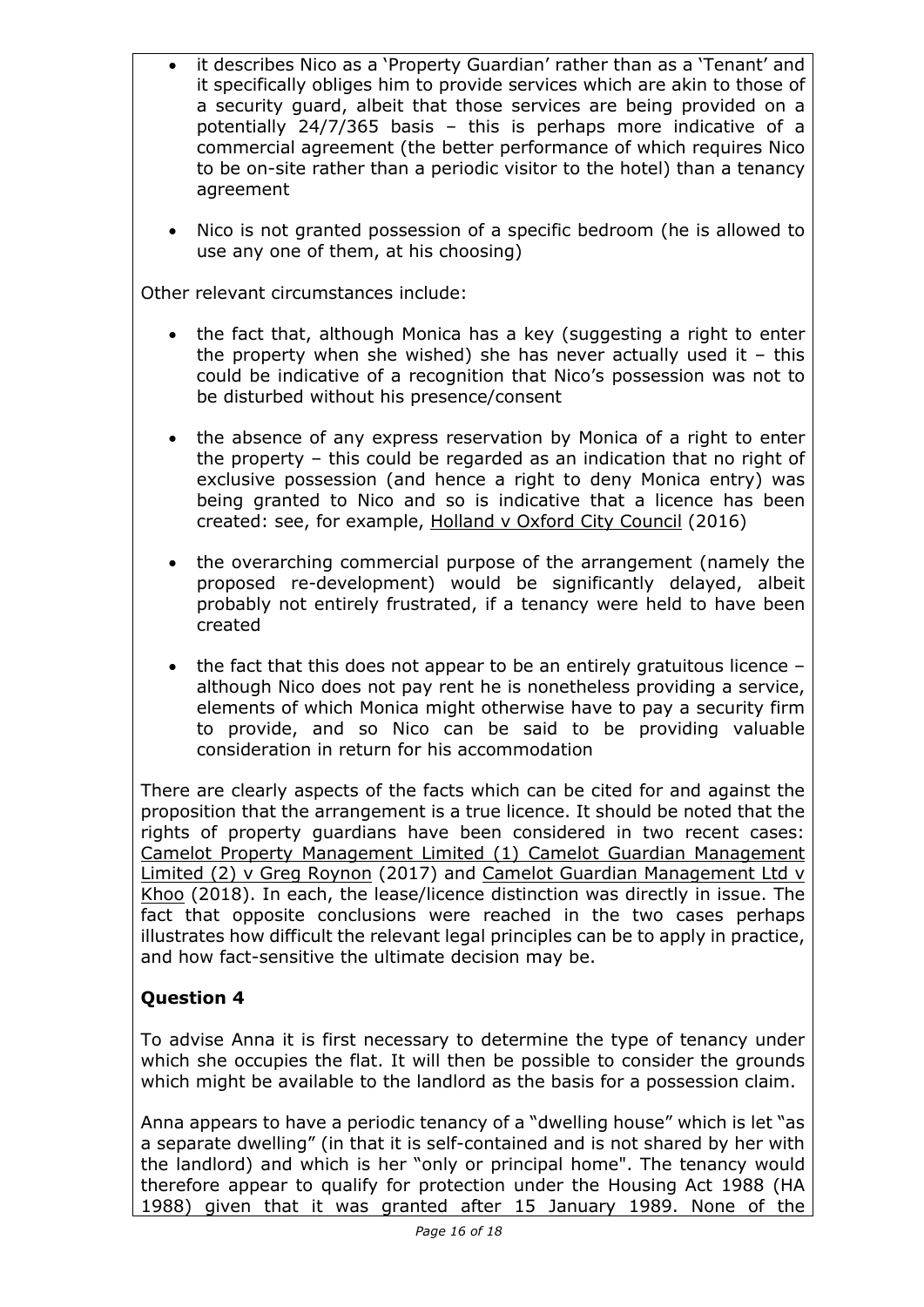- it describes Nico as a 'Property Guardian' rather than as a 'Tenant' and it specifically obliges him to provide services which are akin to those of a security guard, albeit that those services are being provided on a potentially 24/7/365 basis – this is perhaps more indicative of a commercial agreement (the better performance of which requires Nico to be on-site rather than a periodic visitor to the hotel) than a tenancy agreement

- Nico is not granted possession of a specific bedroom (he is allowed to use any one of them, at his choosing)

Other relevant circumstances include:

- the fact that, although Monica has a key (suggesting a right to enter the property when she wished) she has never actually used it – this could be indicative of a recognition that Nico's possession was not to be disturbed without his presence/consent

- the absence of any express reservation by Monica of a right to enter the property – this could be regarded as an indication that no right of exclusive possession (and hence a right to deny Monica entry) was being granted to Nico and so is indicative that a licence has been created: see, for example, <u>Holland v Oxford City Council</u> (2016)

- the overarching commercial purpose of the arrangement (namely the proposed re-development) would be significantly delayed, albeit probably not entirely frustrated, if a tenancy were held to have been created

- the fact that this does not appear to be an entirely gratuitous licence – although Nico does not pay rent he is nonetheless providing a service, elements of which Monica might otherwise have to pay a security firm to provide, and so Nico can be said to be providing valuable consideration in return for his accommodation

There are clearly aspects of the facts which can be cited for and against the proposition that the arrangement is a true licence. It should be noted that the rights of property guardians have been considered in two recent cases: <u>Camelot Property Management Limited (1) Camelot Guardian Management Limited (2) v Greg Roynon</u> (2017) and <u>Camelot Guardian Management Ltd v Khoo</u> (2018). In each, the lease/licence distinction was directly in issue. The fact that opposite conclusions were reached in the two cases perhaps illustrates how difficult the relevant legal principles can be to apply in practice, and how fact-sensitive the ultimate decision may be.

## Question 4

To advise Anna it is first necessary to determine the type of tenancy under which she occupies the flat. It will then be possible to consider the grounds which might be available to the landlord as the basis for a possession claim.

Anna appears to have a periodic tenancy of a "dwelling house" which is let "as a separate dwelling" (in that it is self-contained and is not shared by her with the landlord) and which is her "only or principal home". The tenancy would therefore appear to qualify for protection under the Housing Act 1988 (HA 1988) given that it was granted after 15 January 1989. None of the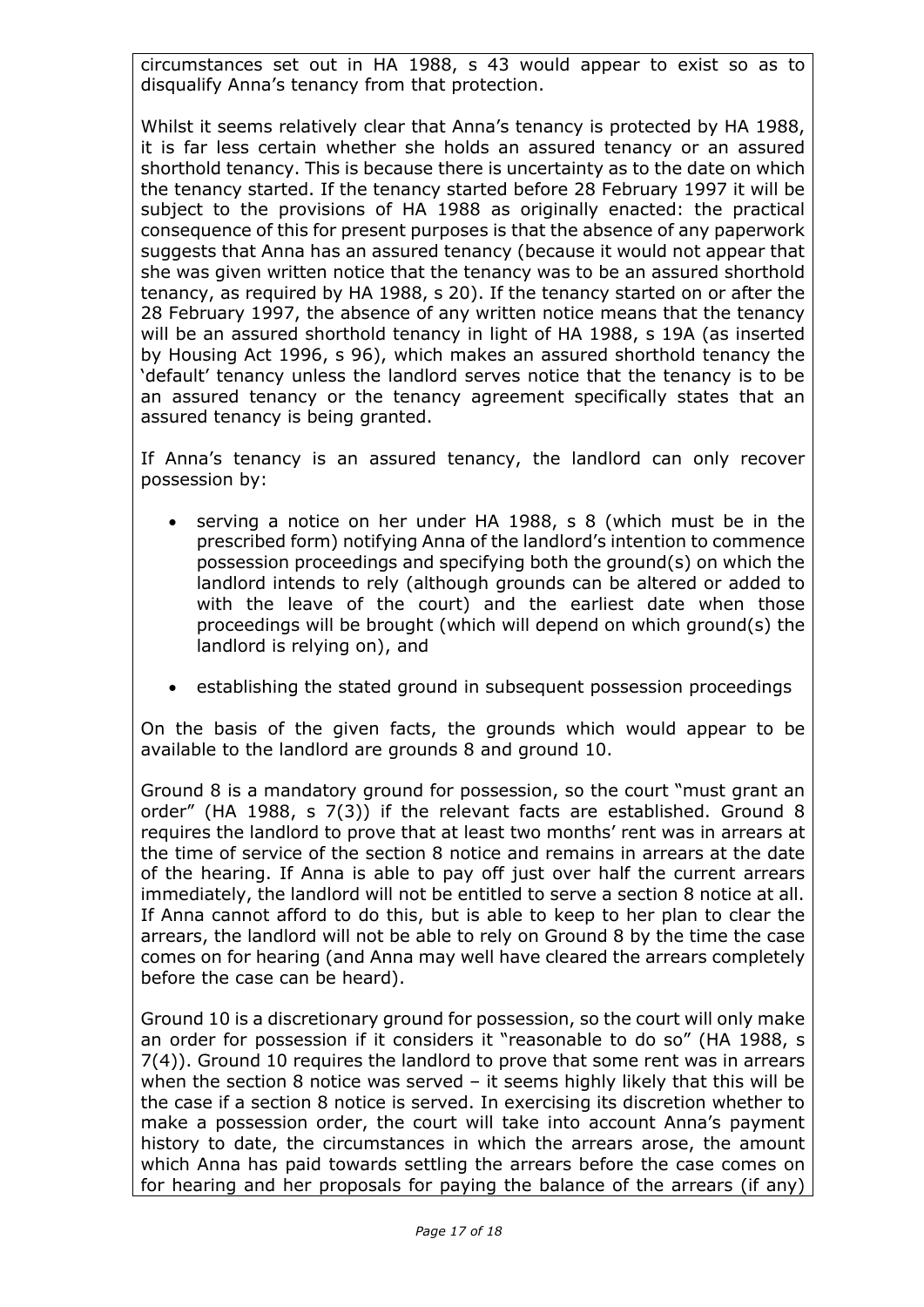circumstances set out in HA 1988, s 43 would appear to exist so as to disqualify Anna's tenancy from that protection.

Whilst it seems relatively clear that Anna's tenancy is protected by HA 1988, it is far less certain whether she holds an assured tenancy or an assured shorthold tenancy. This is because there is uncertainty as to the date on which the tenancy started. If the tenancy started before 28 February 1997 it will be subject to the provisions of HA 1988 as originally enacted: the practical consequence of this for present purposes is that the absence of any paperwork suggests that Anna has an assured tenancy (because it would not appear that she was given written notice that the tenancy was to be an assured shorthold tenancy, as required by HA 1988, s 20). If the tenancy started on or after the 28 February 1997, the absence of any written notice means that the tenancy will be an assured shorthold tenancy in light of HA 1988, s 19A (as inserted by Housing Act 1996, s 96), which makes an assured shorthold tenancy the 'default' tenancy unless the landlord serves notice that the tenancy is to be an assured tenancy or the tenancy agreement specifically states that an assured tenancy is being granted.

If Anna's tenancy is an assured tenancy, the landlord can only recover possession by:

- serving a notice on her under HA 1988, s 8 (which must be in the prescribed form) notifying Anna of the landlord's intention to commence possession proceedings and specifying both the ground(s) on which the landlord intends to rely (although grounds can be altered or added to with the leave of the court) and the earliest date when those proceedings will be brought (which will depend on which ground(s) the landlord is relying on), and
- establishing the stated ground in subsequent possession proceedings

On the basis of the given facts, the grounds which would appear to be available to the landlord are grounds 8 and ground 10.

Ground 8 is a mandatory ground for possession, so the court "must grant an order" (HA 1988, s 7(3)) if the relevant facts are established. Ground 8 requires the landlord to prove that at least two months' rent was in arrears at the time of service of the section 8 notice and remains in arrears at the date of the hearing. If Anna is able to pay off just over half the current arrears immediately, the landlord will not be entitled to serve a section 8 notice at all. If Anna cannot afford to do this, but is able to keep to her plan to clear the arrears, the landlord will not be able to rely on Ground 8 by the time the case comes on for hearing (and Anna may well have cleared the arrears completely before the case can be heard).

Ground 10 is a discretionary ground for possession, so the court will only make an order for possession if it considers it "reasonable to do so" (HA 1988, s 7(4)). Ground 10 requires the landlord to prove that some rent was in arrears when the section 8 notice was served – it seems highly likely that this will be the case if a section 8 notice is served. In exercising its discretion whether to make a possession order, the court will take into account Anna's payment history to date, the circumstances in which the arrears arose, the amount which Anna has paid towards settling the arrears before the case comes on for hearing and her proposals for paying the balance of the arrears (if any)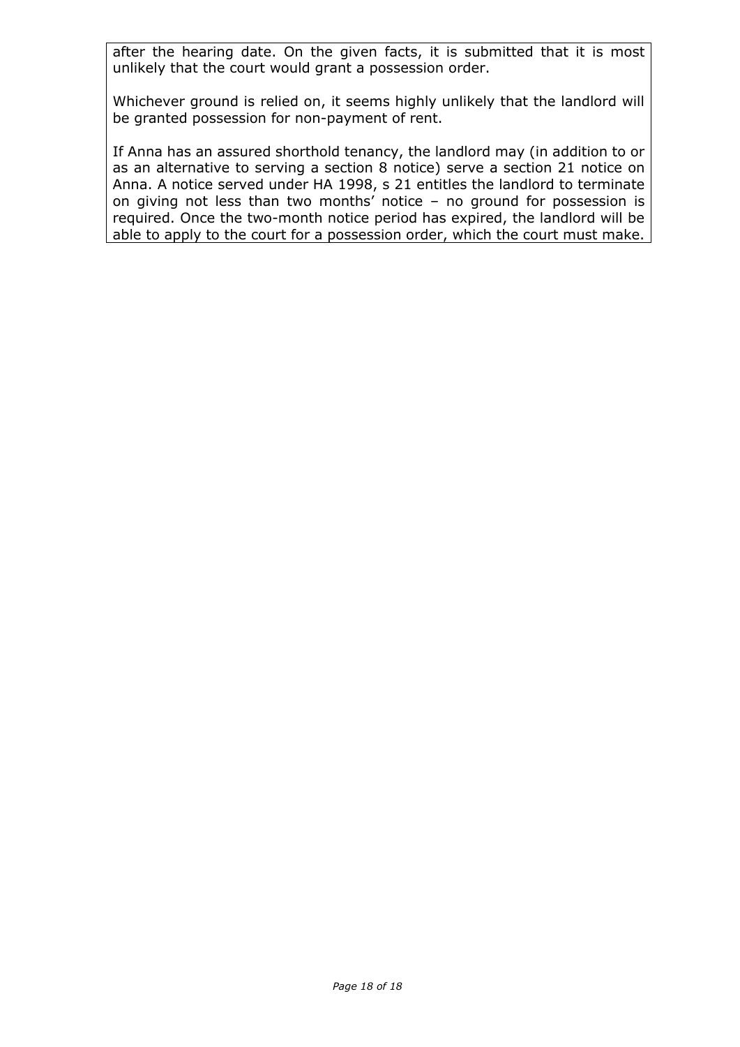after the hearing date. On the given facts, it is submitted that it is most unlikely that the court would grant a possession order.

Whichever ground is relied on, it seems highly unlikely that the landlord will be granted possession for non-payment of rent.

If Anna has an assured shorthold tenancy, the landlord may (in addition to or as an alternative to serving a section 8 notice) serve a section 21 notice on Anna. A notice served under HA 1998, s 21 entitles the landlord to terminate on giving not less than two months' notice – no ground for possession is required. Once the two-month notice period has expired, the landlord will be able to apply to the court for a possession order, which the court must make.